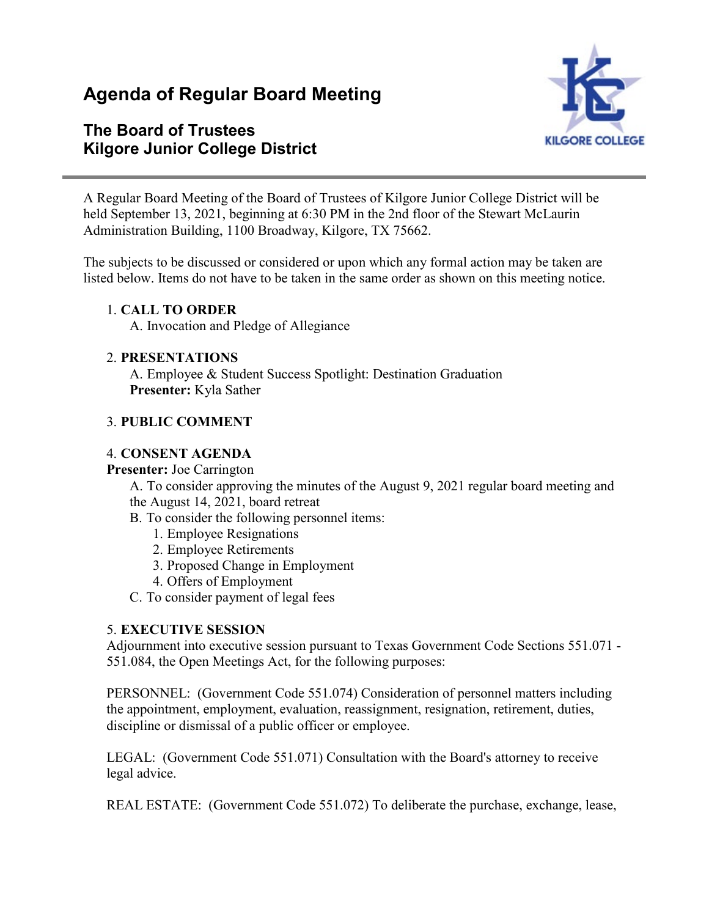# Agenda of Regular Board Meeting

## The Board of Trustees
## Kilgore Junior College District

A Regular Board Meeting of the Board of Trustees of Kilgore Junior College District will be held September 13, 2021, beginning at 6:30 PM in the 2nd floor of the Stewart McLaurin Administration Building, 1100 Broadway, Kilgore, TX 75662.

The subjects to be discussed or considered or upon which any formal action may be taken are listed below. Items do not have to be taken in the same order as shown on this meeting notice.

1. **CALL TO ORDER**
   A. Invocation and Pledge of Allegiance

2. **PRESENTATIONS**
   A. Employee & Student Success Spotlight: Destination Graduation
   **Presenter:** Kyla Sather

3. **PUBLIC COMMENT**

4. **CONSENT AGENDA**
   **Presenter:** Joe Carrington
   A. To consider approving the minutes of the August 9, 2021 regular board meeting and the August 14, 2021, board retreat
   B. To consider the following personnel items:
      1. Employee Resignations
      2. Employee Retirements
      3. Proposed Change in Employment
      4. Offers of Employment
   C. To consider payment of legal fees

5. **EXECUTIVE SESSION**
   Adjournment into executive session pursuant to Texas Government Code Sections 551.071 - 551.084, the Open Meetings Act, for the following purposes:

   PERSONNEL: (Government Code 551.074) Consideration of personnel matters including the appointment, employment, evaluation, reassignment, resignation, retirement, duties, discipline or dismissal of a public officer or employee.

   LEGAL: (Government Code 551.071) Consultation with the Board's attorney to receive legal advice.

   REAL ESTATE: (Government Code 551.072) To deliberate the purchase, exchange, lease,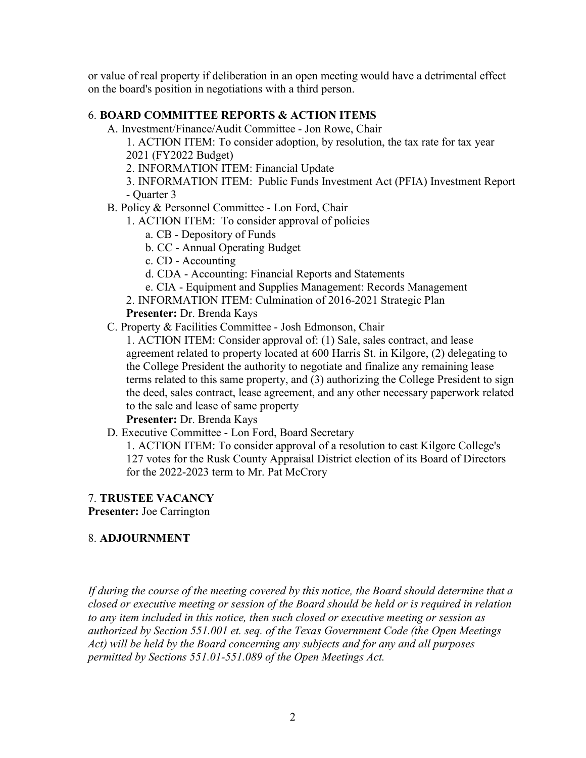or value of real property if deliberation in an open meeting would have a detrimental effect on the board's position in negotiations with a third person.

6. **BOARD COMMITTEE REPORTS & ACTION ITEMS**

A. Investment/Finance/Audit Committee - Jon Rowe, Chair

1. ACTION ITEM: To consider adoption, by resolution, the tax rate for tax year 2021 (FY2022 Budget)
2. INFORMATION ITEM: Financial Update
3. INFORMATION ITEM: Public Funds Investment Act (PFIA) Investment Report - Quarter 3

B. Policy & Personnel Committee - Lon Ford, Chair

1. ACTION ITEM: To consider approval of policies
   - a. CB - Depository of Funds
   - b. CC - Annual Operating Budget
   - c. CD - Accounting
   - d. CDA - Accounting: Financial Reports and Statements
   - e. CIA - Equipment and Supplies Management: Records Management
2. INFORMATION ITEM: Culmination of 2016-2021 Strategic Plan

**Presenter:** Dr. Brenda Kays

C. Property & Facilities Committee - Josh Edmonson, Chair

1. ACTION ITEM: Consider approval of: (1) Sale, sales contract, and lease agreement related to property located at 600 Harris St. in Kilgore, (2) delegating to the College President the authority to negotiate and finalize any remaining lease terms related to this same property, and (3) authorizing the College President to sign the deed, sales contract, lease agreement, and any other necessary paperwork related to the sale and lease of same property

**Presenter:** Dr. Brenda Kays

D. Executive Committee - Lon Ford, Board Secretary

1. ACTION ITEM: To consider approval of a resolution to cast Kilgore College's 127 votes for the Rusk County Appraisal District election of its Board of Directors for the 2022-2023 term to Mr. Pat McCrory

7. **TRUSTEE VACANCY**

**Presenter:** Joe Carrington

8. **ADJOURNMENT**

*If during the course of the meeting covered by this notice, the Board should determine that a closed or executive meeting or session of the Board should be held or is required in relation to any item included in this notice, then such closed or executive meeting or session as authorized by Section 551.001 et. seq. of the Texas Government Code (the Open Meetings Act) will be held by the Board concerning any subjects and for any and all purposes permitted by Sections 551.01-551.089 of the Open Meetings Act.*